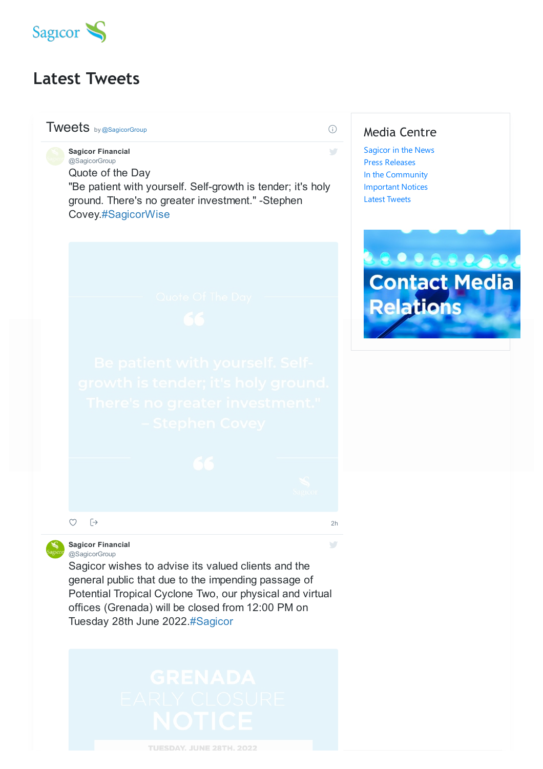Sagicor

# Latest Tweets

Tweets by @SagicorGroup

**Sagicor Financial**
@SagicorGroup

Quote of the Day
"Be patient with yourself. Self-growth is tender; it's holy ground. There's no greater investment." -Stephen Covey.#SagicorWise

Quote Of The Day

Be patient with yourself. Self-growth is tender; it's holy ground. There's no greater investment." – Stephen Covey

Sagicor

2h

**Sagicor Financial**
@SagicorGroup

Sagicor wishes to advise its valued clients and the general public that due to the impending passage of Potential Tropical Cyclone Two, our physical and virtual offices (Grenada) will be closed from 12:00 PM on Tuesday 28th June 2022.#Sagicor

GRENADA
EARLY CLOSURE
NOTICE

TUESDAY, JUNE 28TH, 2022

## Media Centre

- Sagicor in the News
- Press Releases
- In the Community
- Important Notices
- Latest Tweets

Contact Media Relations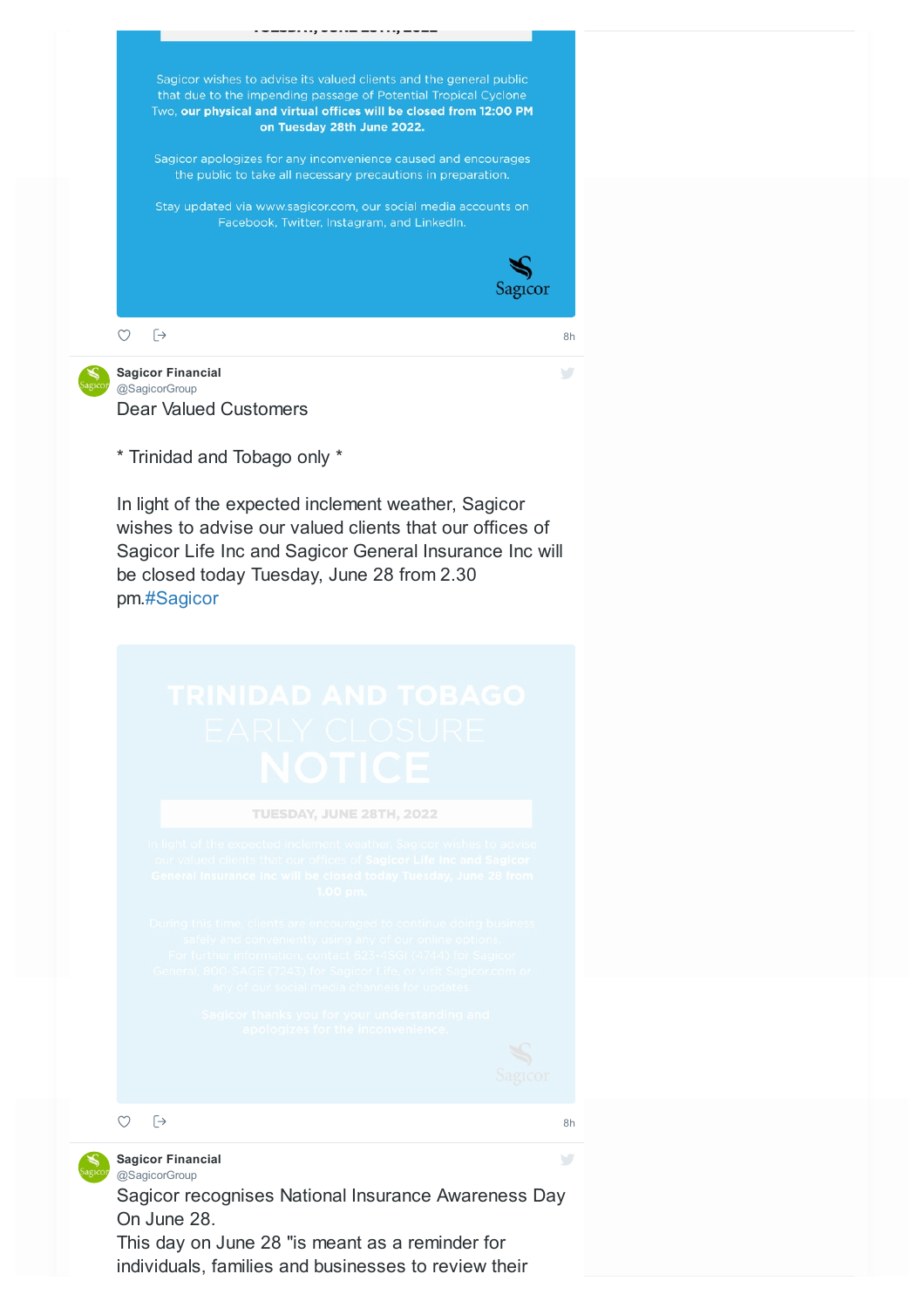Sagicor wishes to advise its valued clients and the general public that due to the impending passage of Potential Tropical Cyclone Two, **our physical and virtual offices will be closed from 12:00 PM on Tuesday 28th June 2022.**

Sagicor apologizes for any inconvenience caused and encourages the public to take all necessary precautions in preparation.

Stay updated via www.sagicor.com, our social media accounts on Facebook, Twitter, Instagram, and LinkedIn.

Sagicor

8h

**Sagicor Financial**
@SagicorGroup

Dear Valued Customers

* Trinidad and Tobago only *

In light of the expected inclement weather, Sagicor wishes to advise our valued clients that our offices of Sagicor Life Inc and Sagicor General Insurance Inc will be closed today Tuesday, June 28 from 2.30 pm.#Sagicor

TRINIDAD AND TOBAGO
EARLY CLOSURE
NOTICE

TUESDAY, JUNE 28TH, 2022

In light of the expected inclement weather, Sagicor wishes to advise our valued clients that our offices of **Sagicor Life Inc and Sagicor General Insurance Inc will be closed today Tuesday, June 28 from 1.00 pm.**

During this time, clients are encouraged to continue doing business safely and conveniently using any of our online options. For further information, contact 623-4SGI (4744) for Sagicor General, 800-SAGE (7243) for Sagicor Life, or visit Sagicor.com or any of our social media channels for updates.

**Sagicor thanks you for your understanding and apologizes for the inconvenience.**

Sagicor

8h

**Sagicor Financial**
@SagicorGroup

Sagicor recognises National Insurance Awareness Day On June 28.
This day on June 28 "is meant as a reminder for individuals, families and businesses to review their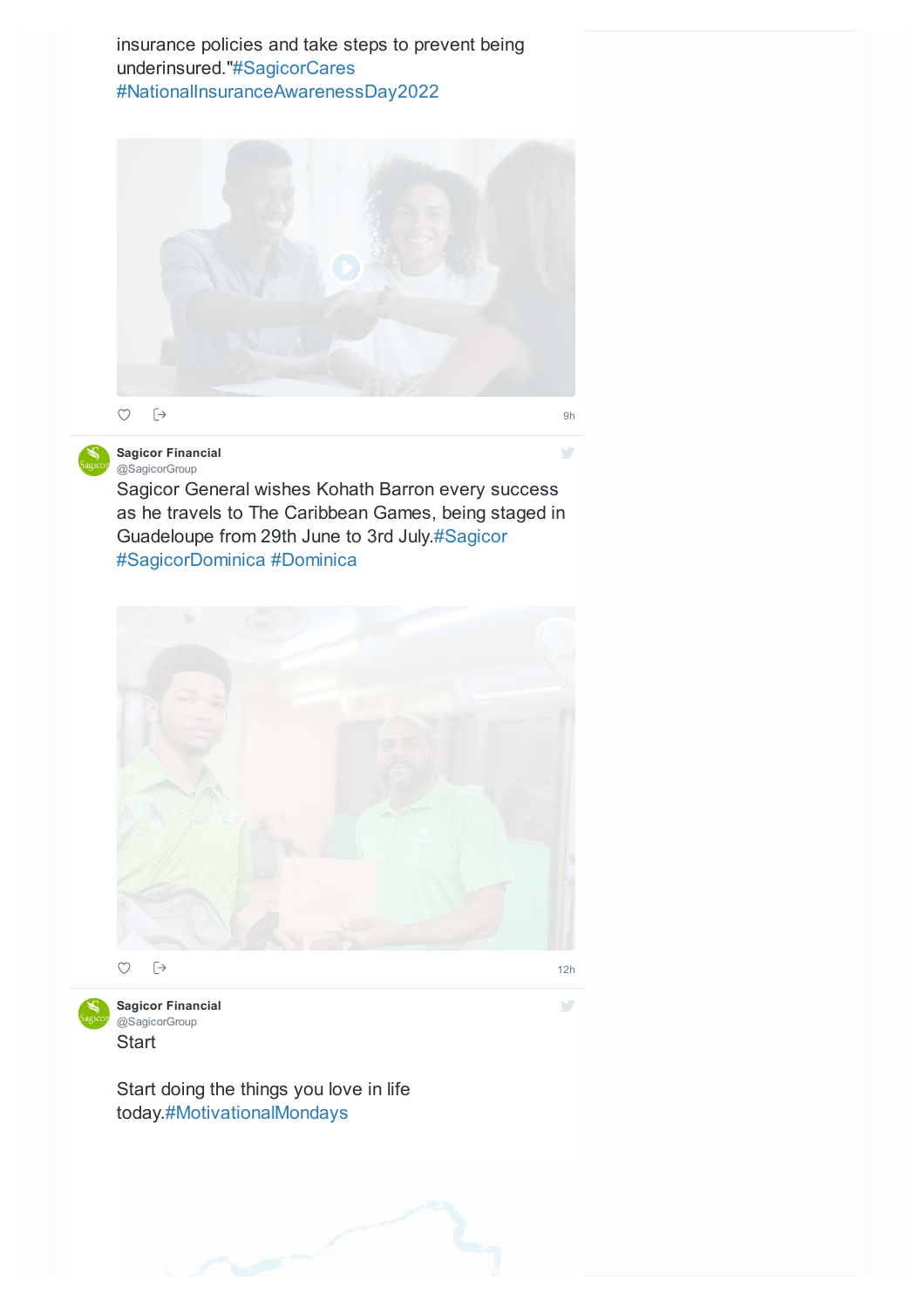insurance policies and take steps to prevent being underinsured."#SagicorCares #NationalInsuranceAwarenessDay2022

9h

**Sagicor Financial**
@SagicorGroup

Sagicor General wishes Kohath Barron every success as he travels to The Caribbean Games, being staged in Guadeloupe from 29th June to 3rd July.#Sagicor #SagicorDominica #Dominica

12h

**Sagicor Financial**
@SagicorGroup

Start

Start doing the things you love in life today.#MotivationalMondays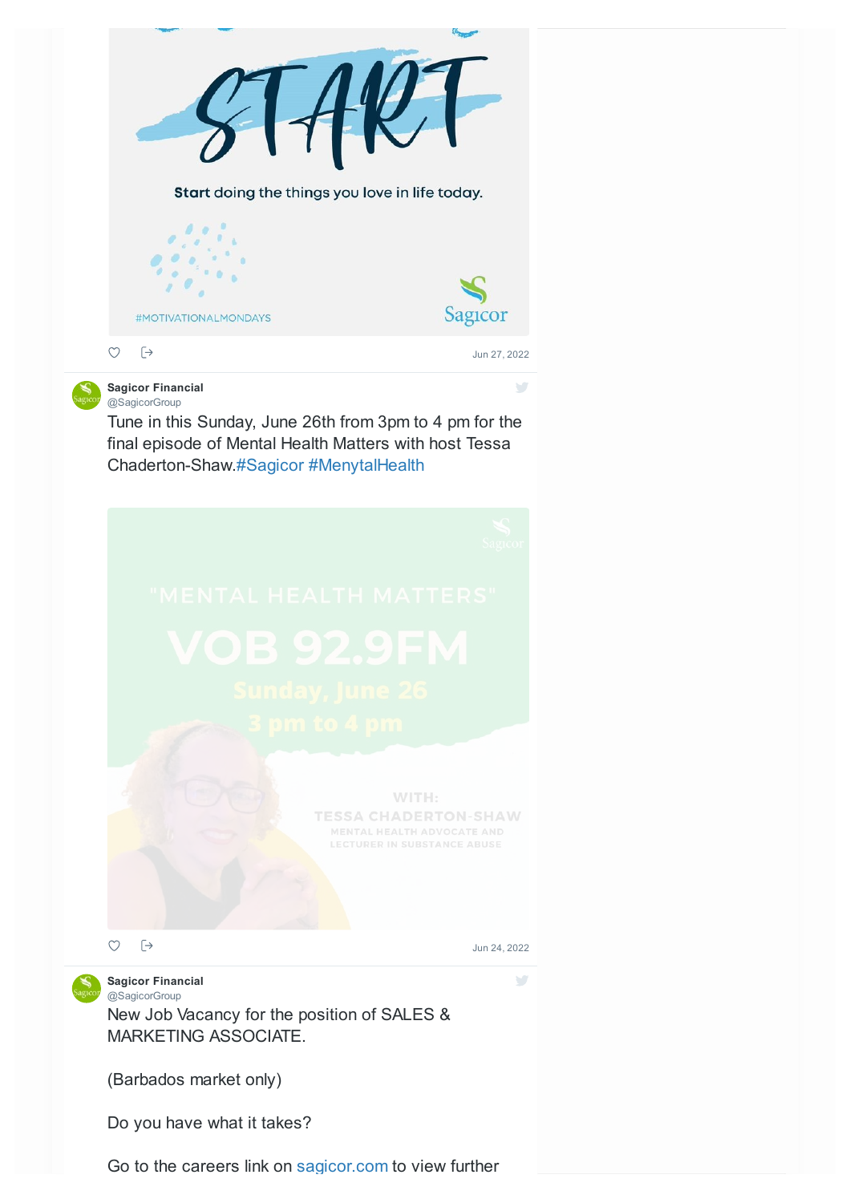START

Start doing the things you love in life today.

#MOTIVATIONALMONDAYS

Sagicor

Jun 27, 2022

**Sagicor Financial**
@SagicorGroup

Tune in this Sunday, June 26th from 3pm to 4 pm for the final episode of Mental Health Matters with host Tessa Chaderton-Shaw.#Sagicor #MenytalHealth

Sagicor

"MENTAL HEALTH MATTERS"

VOB 92.9FM

Sunday, June 26

3 pm to 4 pm

WITH:
TESSA CHADERTON-SHAW
MENTAL HEALTH ADVOCATE AND LECTURER IN SUBSTANCE ABUSE

Jun 24, 2022

**Sagicor Financial**
@SagicorGroup

New Job Vacancy for the position of SALES & MARKETING ASSOCIATE.

(Barbados market only)

Do you have what it takes?

Go to the careers link on sagicor.com to view further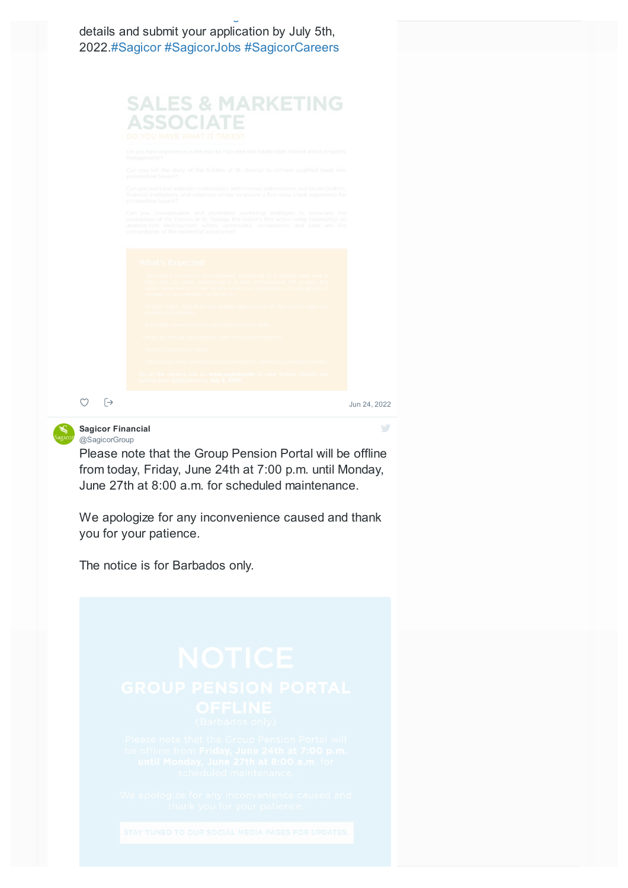details and submit your application by July 5th, 2022.#Sagicor #SagicorJobs #SagicorCareers

SALES & MARKETING ASSOCIATE

DO YOU HAVE WHAT IT TAKES?

Jun 24, 2022

**Sagicor Financial**
@SagicorGroup

Please note that the Group Pension Portal will be offline from today, Friday, June 24th at 7:00 p.m. until Monday, June 27th at 8:00 a.m. for scheduled maintenance.

We apologize for any inconvenience caused and thank you for your patience.

The notice is for Barbados only.

NOTICE

GROUP PENSION PORTAL OFFLINE

(Barbados only)

Please note that the Group Pension Portal will be offline from **Friday, June 24th at 7:00 p.m. until Monday, June 27th at 8:00 a.m.** for scheduled maintenance.

We apologize for any inconvenience caused and thank you for your patience.

STAY TUNED TO OUR SOCIAL MEDIA PAGES FOR UPDATES.